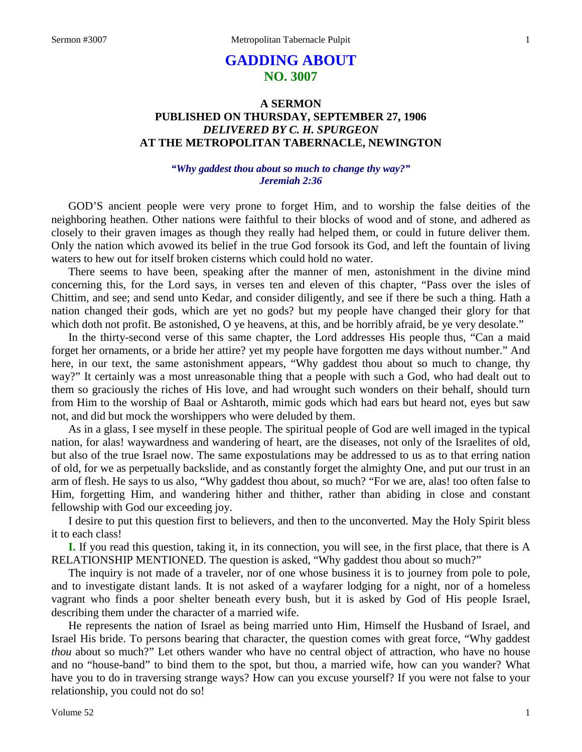# GADDING ABOUT
## NO. 3007

### A SERMON
### PUBLISHED ON THURSDAY, SEPTEMBER 27, 1906
### *DELIVERED BY C. H. SPURGEON*
### AT THE METROPOLITAN TABERNACLE, NEWINGTON

***"Why gaddest thou about so much to change thy way?"***
***Jeremiah 2:36***

GOD'S ancient people were very prone to forget Him, and to worship the false deities of the neighboring heathen. Other nations were faithful to their blocks of wood and of stone, and adhered as closely to their graven images as though they really had helped them, or could in future deliver them. Only the nation which avowed its belief in the true God forsook its God, and left the fountain of living waters to hew out for itself broken cisterns which could hold no water.

There seems to have been, speaking after the manner of men, astonishment in the divine mind concerning this, for the Lord says, in verses ten and eleven of this chapter, "Pass over the isles of Chittim, and see; and send unto Kedar, and consider diligently, and see if there be such a thing. Hath a nation changed their gods, which are yet no gods? but my people have changed their glory for that which doth not profit. Be astonished, O ye heavens, at this, and be horribly afraid, be ye very desolate."

In the thirty-second verse of this same chapter, the Lord addresses His people thus, "Can a maid forget her ornaments, or a bride her attire? yet my people have forgotten me days without number." And here, in our text, the same astonishment appears, "Why gaddest thou about so much to change, thy way?" It certainly was a most unreasonable thing that a people with such a God, who had dealt out to them so graciously the riches of His love, and had wrought such wonders on their behalf, should turn from Him to the worship of Baal or Ashtaroth, mimic gods which had ears but heard not, eyes but saw not, and did but mock the worshippers who were deluded by them.

As in a glass, I see myself in these people. The spiritual people of God are well imaged in the typical nation, for alas! waywardness and wandering of heart, are the diseases, not only of the Israelites of old, but also of the true Israel now. The same expostulations may be addressed to us as to that erring nation of old, for we as perpetually backslide, and as constantly forget the almighty One, and put our trust in an arm of flesh. He says to us also, "Why gaddest thou about, so much? "For we are, alas! too often false to Him, forgetting Him, and wandering hither and thither, rather than abiding in close and constant fellowship with God our exceeding joy.

I desire to put this question first to believers, and then to the unconverted. May the Holy Spirit bless it to each class!

**I.** If you read this question, taking it, in its connection, you will see, in the first place, that there is A RELATIONSHIP MENTIONED. The question is asked, "Why gaddest thou about so much?"

The inquiry is not made of a traveler, nor of one whose business it is to journey from pole to pole, and to investigate distant lands. It is not asked of a wayfarer lodging for a night, nor of a homeless vagrant who finds a poor shelter beneath every bush, but it is asked by God of His people Israel, describing them under the character of a married wife.

He represents the nation of Israel as being married unto Him, Himself the Husband of Israel, and Israel His bride. To persons bearing that character, the question comes with great force, "Why gaddest *thou* about so much?" Let others wander who have no central object of attraction, who have no house and no "house-band" to bind them to the spot, but thou, a married wife, how can you wander? What have you to do in traversing strange ways? How can you excuse yourself? If you were not false to your relationship, you could not do so!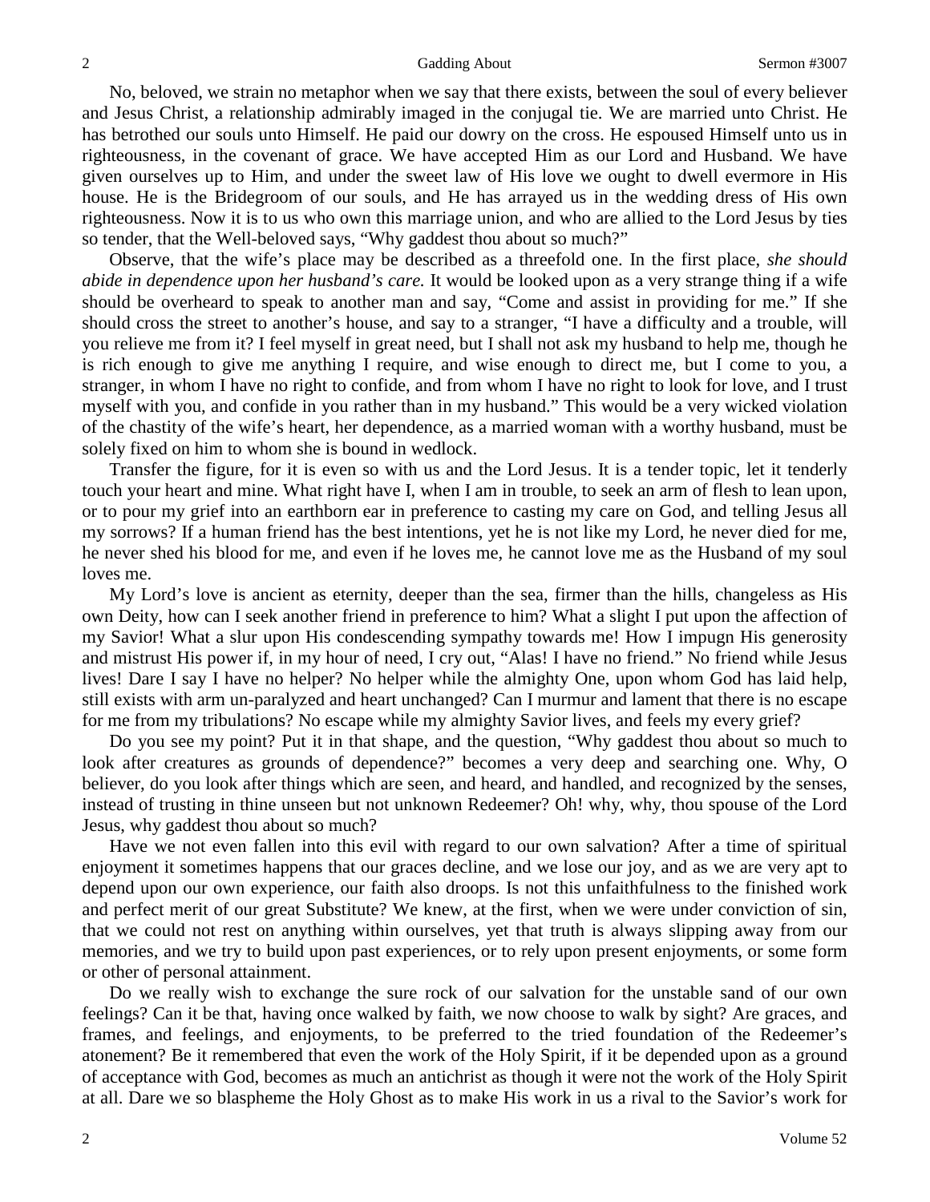No, beloved, we strain no metaphor when we say that there exists, between the soul of every believer and Jesus Christ, a relationship admirably imaged in the conjugal tie. We are married unto Christ. He has betrothed our souls unto Himself. He paid our dowry on the cross. He espoused Himself unto us in righteousness, in the covenant of grace. We have accepted Him as our Lord and Husband. We have given ourselves up to Him, and under the sweet law of His love we ought to dwell evermore in His house. He is the Bridegroom of our souls, and He has arrayed us in the wedding dress of His own righteousness. Now it is to us who own this marriage union, and who are allied to the Lord Jesus by ties so tender, that the Well-beloved says, "Why gaddest thou about so much?"

Observe, that the wife's place may be described as a threefold one. In the first place, *she should abide in dependence upon her husband's care.* It would be looked upon as a very strange thing if a wife should be overheard to speak to another man and say, "Come and assist in providing for me." If she should cross the street to another's house, and say to a stranger, "I have a difficulty and a trouble, will you relieve me from it? I feel myself in great need, but I shall not ask my husband to help me, though he is rich enough to give me anything I require, and wise enough to direct me, but I come to you, a stranger, in whom I have no right to confide, and from whom I have no right to look for love, and I trust myself with you, and confide in you rather than in my husband." This would be a very wicked violation of the chastity of the wife's heart, her dependence, as a married woman with a worthy husband, must be solely fixed on him to whom she is bound in wedlock.

Transfer the figure, for it is even so with us and the Lord Jesus. It is a tender topic, let it tenderly touch your heart and mine. What right have I, when I am in trouble, to seek an arm of flesh to lean upon, or to pour my grief into an earthborn ear in preference to casting my care on God, and telling Jesus all my sorrows? If a human friend has the best intentions, yet he is not like my Lord, he never died for me, he never shed his blood for me, and even if he loves me, he cannot love me as the Husband of my soul loves me.

My Lord's love is ancient as eternity, deeper than the sea, firmer than the hills, changeless as His own Deity, how can I seek another friend in preference to him? What a slight I put upon the affection of my Savior! What a slur upon His condescending sympathy towards me! How I impugn His generosity and mistrust His power if, in my hour of need, I cry out, "Alas! I have no friend." No friend while Jesus lives! Dare I say I have no helper? No helper while the almighty One, upon whom God has laid help, still exists with arm un-paralyzed and heart unchanged? Can I murmur and lament that there is no escape for me from my tribulations? No escape while my almighty Savior lives, and feels my every grief?

Do you see my point? Put it in that shape, and the question, "Why gaddest thou about so much to look after creatures as grounds of dependence?" becomes a very deep and searching one. Why, O believer, do you look after things which are seen, and heard, and handled, and recognized by the senses, instead of trusting in thine unseen but not unknown Redeemer? Oh! why, why, thou spouse of the Lord Jesus, why gaddest thou about so much?

Have we not even fallen into this evil with regard to our own salvation? After a time of spiritual enjoyment it sometimes happens that our graces decline, and we lose our joy, and as we are very apt to depend upon our own experience, our faith also droops. Is not this unfaithfulness to the finished work and perfect merit of our great Substitute? We knew, at the first, when we were under conviction of sin, that we could not rest on anything within ourselves, yet that truth is always slipping away from our memories, and we try to build upon past experiences, or to rely upon present enjoyments, or some form or other of personal attainment.

Do we really wish to exchange the sure rock of our salvation for the unstable sand of our own feelings? Can it be that, having once walked by faith, we now choose to walk by sight? Are graces, and frames, and feelings, and enjoyments, to be preferred to the tried foundation of the Redeemer's atonement? Be it remembered that even the work of the Holy Spirit, if it be depended upon as a ground of acceptance with God, becomes as much an antichrist as though it were not the work of the Holy Spirit at all. Dare we so blaspheme the Holy Ghost as to make His work in us a rival to the Savior's work for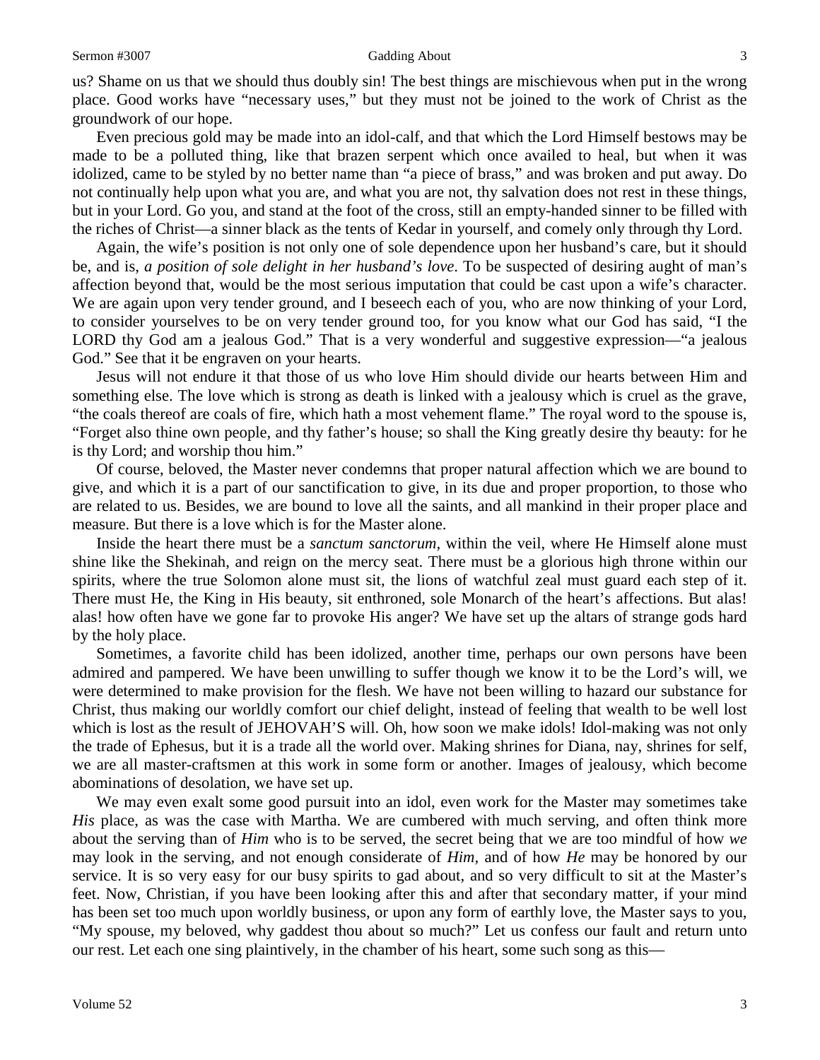us? Shame on us that we should thus doubly sin! The best things are mischievous when put in the wrong place. Good works have "necessary uses," but they must not be joined to the work of Christ as the groundwork of our hope.

Even precious gold may be made into an idol-calf, and that which the Lord Himself bestows may be made to be a polluted thing, like that brazen serpent which once availed to heal, but when it was idolized, came to be styled by no better name than "a piece of brass," and was broken and put away. Do not continually help upon what you are, and what you are not, thy salvation does not rest in these things, but in your Lord. Go you, and stand at the foot of the cross, still an empty-handed sinner to be filled with the riches of Christ—a sinner black as the tents of Kedar in yourself, and comely only through thy Lord.

Again, the wife's position is not only one of sole dependence upon her husband's care, but it should be, and is, *a position of sole delight in her husband's love*. To be suspected of desiring aught of man's affection beyond that, would be the most serious imputation that could be cast upon a wife's character. We are again upon very tender ground, and I beseech each of you, who are now thinking of your Lord, to consider yourselves to be on very tender ground too, for you know what our God has said, "I the LORD thy God am a jealous God." That is a very wonderful and suggestive expression—"a jealous God." See that it be engraven on your hearts.

Jesus will not endure it that those of us who love Him should divide our hearts between Him and something else. The love which is strong as death is linked with a jealousy which is cruel as the grave, "the coals thereof are coals of fire, which hath a most vehement flame." The royal word to the spouse is, "Forget also thine own people, and thy father's house; so shall the King greatly desire thy beauty: for he is thy Lord; and worship thou him."

Of course, beloved, the Master never condemns that proper natural affection which we are bound to give, and which it is a part of our sanctification to give, in its due and proper proportion, to those who are related to us. Besides, we are bound to love all the saints, and all mankind in their proper place and measure. But there is a love which is for the Master alone.

Inside the heart there must be a *sanctum sanctorum,* within the veil, where He Himself alone must shine like the Shekinah, and reign on the mercy seat. There must be a glorious high throne within our spirits, where the true Solomon alone must sit, the lions of watchful zeal must guard each step of it. There must He, the King in His beauty, sit enthroned, sole Monarch of the heart's affections. But alas! alas! how often have we gone far to provoke His anger? We have set up the altars of strange gods hard by the holy place.

Sometimes, a favorite child has been idolized, another time, perhaps our own persons have been admired and pampered. We have been unwilling to suffer though we know it to be the Lord's will, we were determined to make provision for the flesh. We have not been willing to hazard our substance for Christ, thus making our worldly comfort our chief delight, instead of feeling that wealth to be well lost which is lost as the result of JEHOVAH'S will. Oh, how soon we make idols! Idol-making was not only the trade of Ephesus, but it is a trade all the world over. Making shrines for Diana, nay, shrines for self, we are all master-craftsmen at this work in some form or another. Images of jealousy, which become abominations of desolation, we have set up.

We may even exalt some good pursuit into an idol, even work for the Master may sometimes take *His* place, as was the case with Martha. We are cumbered with much serving, and often think more about the serving than of *Him* who is to be served, the secret being that we are too mindful of how *we* may look in the serving, and not enough considerate of *Him,* and of how *He* may be honored by our service. It is so very easy for our busy spirits to gad about, and so very difficult to sit at the Master's feet. Now, Christian, if you have been looking after this and after that secondary matter, if your mind has been set too much upon worldly business, or upon any form of earthly love, the Master says to you, "My spouse, my beloved, why gaddest thou about so much?" Let us confess our fault and return unto our rest. Let each one sing plaintively, in the chamber of his heart, some such song as this—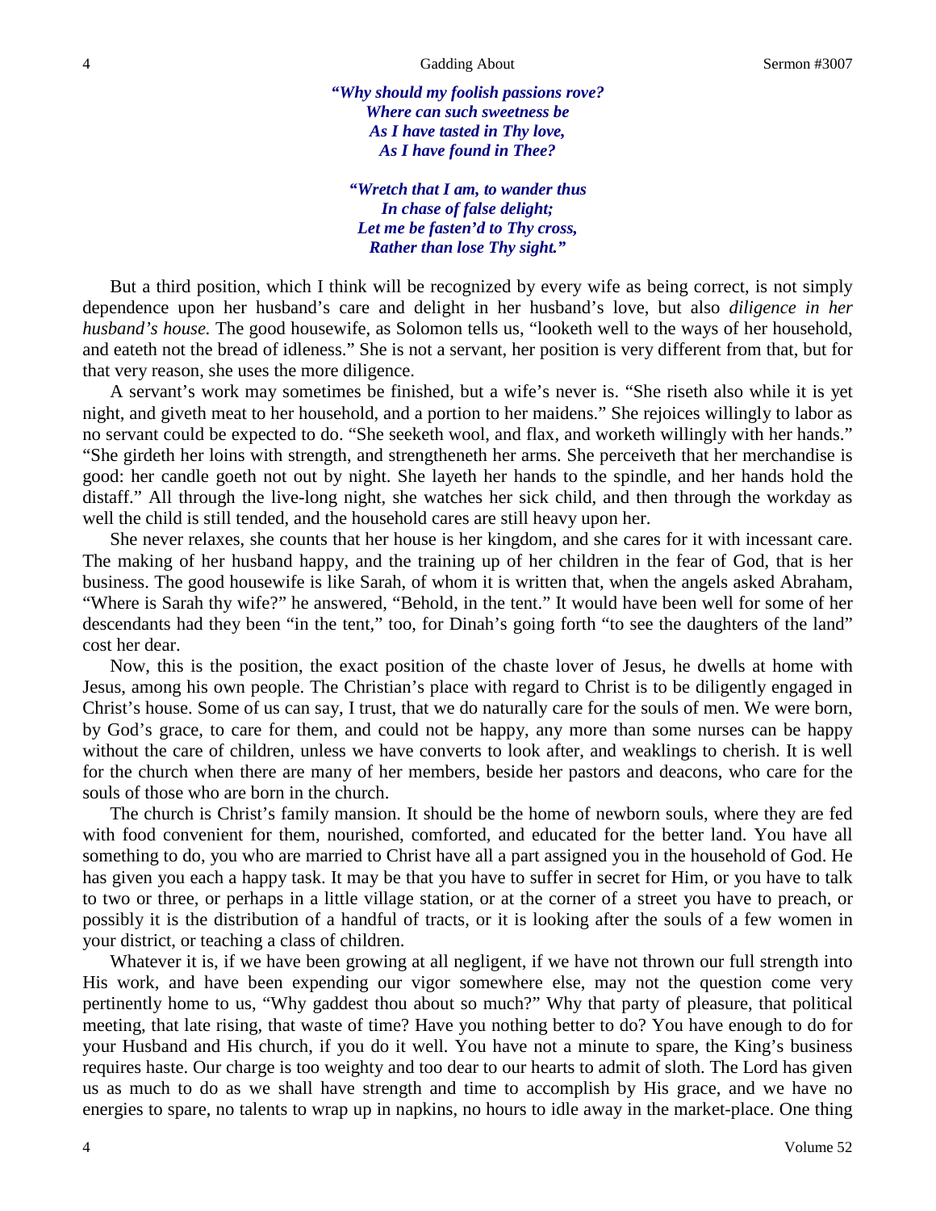*"Why should my foolish passions rove?*
*Where can such sweetness be*
*As I have tasted in Thy love,*
*As I have found in Thee?*

*"Wretch that I am, to wander thus*
*In chase of false delight;*
*Let me be fasten'd to Thy cross,*
*Rather than lose Thy sight."*

But a third position, which I think will be recognized by every wife as being correct, is not simply dependence upon her husband's care and delight in her husband's love, but also *diligence in her husband's house.* The good housewife, as Solomon tells us, "looketh well to the ways of her household, and eateth not the bread of idleness." She is not a servant, her position is very different from that, but for that very reason, she uses the more diligence.

A servant's work may sometimes be finished, but a wife's never is. "She riseth also while it is yet night, and giveth meat to her household, and a portion to her maidens." She rejoices willingly to labor as no servant could be expected to do. "She seeketh wool, and flax, and worketh willingly with her hands." "She girdeth her loins with strength, and strengtheneth her arms. She perceiveth that her merchandise is good: her candle goeth not out by night. She layeth her hands to the spindle, and her hands hold the distaff." All through the live-long night, she watches her sick child, and then through the workday as well the child is still tended, and the household cares are still heavy upon her.

She never relaxes, she counts that her house is her kingdom, and she cares for it with incessant care. The making of her husband happy, and the training up of her children in the fear of God, that is her business. The good housewife is like Sarah, of whom it is written that, when the angels asked Abraham, "Where is Sarah thy wife?" he answered, "Behold, in the tent." It would have been well for some of her descendants had they been "in the tent," too, for Dinah's going forth "to see the daughters of the land" cost her dear.

Now, this is the position, the exact position of the chaste lover of Jesus, he dwells at home with Jesus, among his own people. The Christian's place with regard to Christ is to be diligently engaged in Christ's house. Some of us can say, I trust, that we do naturally care for the souls of men. We were born, by God's grace, to care for them, and could not be happy, any more than some nurses can be happy without the care of children, unless we have converts to look after, and weaklings to cherish. It is well for the church when there are many of her members, beside her pastors and deacons, who care for the souls of those who are born in the church.

The church is Christ's family mansion. It should be the home of newborn souls, where they are fed with food convenient for them, nourished, comforted, and educated for the better land. You have all something to do, you who are married to Christ have all a part assigned you in the household of God. He has given you each a happy task. It may be that you have to suffer in secret for Him, or you have to talk to two or three, or perhaps in a little village station, or at the corner of a street you have to preach, or possibly it is the distribution of a handful of tracts, or it is looking after the souls of a few women in your district, or teaching a class of children.

Whatever it is, if we have been growing at all negligent, if we have not thrown our full strength into His work, and have been expending our vigor somewhere else, may not the question come very pertinently home to us, "Why gaddest thou about so much?" Why that party of pleasure, that political meeting, that late rising, that waste of time? Have you nothing better to do? You have enough to do for your Husband and His church, if you do it well. You have not a minute to spare, the King's business requires haste. Our charge is too weighty and too dear to our hearts to admit of sloth. The Lord has given us as much to do as we shall have strength and time to accomplish by His grace, and we have no energies to spare, no talents to wrap up in napkins, no hours to idle away in the market-place. One thing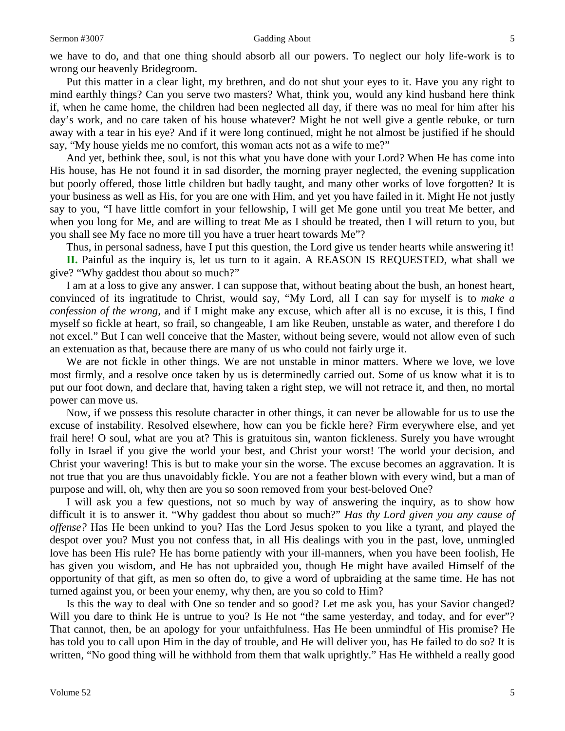we have to do, and that one thing should absorb all our powers. To neglect our holy life-work is to wrong our heavenly Bridegroom.

Put this matter in a clear light, my brethren, and do not shut your eyes to it. Have you any right to mind earthly things? Can you serve two masters? What, think you, would any kind husband here think if, when he came home, the children had been neglected all day, if there was no meal for him after his day's work, and no care taken of his house whatever? Might he not well give a gentle rebuke, or turn away with a tear in his eye? And if it were long continued, might he not almost be justified if he should say, "My house yields me no comfort, this woman acts not as a wife to me?"

And yet, bethink thee, soul, is not this what you have done with your Lord? When He has come into His house, has He not found it in sad disorder, the morning prayer neglected, the evening supplication but poorly offered, those little children but badly taught, and many other works of love forgotten? It is your business as well as His, for you are one with Him, and yet you have failed in it. Might He not justly say to you, "I have little comfort in your fellowship, I will get Me gone until you treat Me better, and when you long for Me, and are willing to treat Me as I should be treated, then I will return to you, but you shall see My face no more till you have a truer heart towards Me"?

Thus, in personal sadness, have I put this question, the Lord give us tender hearts while answering it!

**II.** Painful as the inquiry is, let us turn to it again. A REASON IS REQUESTED, what shall we give? "Why gaddest thou about so much?"

I am at a loss to give any answer. I can suppose that, without beating about the bush, an honest heart, convinced of its ingratitude to Christ, would say, "My Lord, all I can say for myself is to *make a confession of the wrong,* and if I might make any excuse, which after all is no excuse, it is this, I find myself so fickle at heart, so frail, so changeable, I am like Reuben, unstable as water, and therefore I do not excel." But I can well conceive that the Master, without being severe, would not allow even of such an extenuation as that, because there are many of us who could not fairly urge it.

We are not fickle in other things. We are not unstable in minor matters. Where we love, we love most firmly, and a resolve once taken by us is determinedly carried out. Some of us know what it is to put our foot down, and declare that, having taken a right step, we will not retrace it, and then, no mortal power can move us.

Now, if we possess this resolute character in other things, it can never be allowable for us to use the excuse of instability. Resolved elsewhere, how can you be fickle here? Firm everywhere else, and yet frail here! O soul, what are you at? This is gratuitous sin, wanton fickleness. Surely you have wrought folly in Israel if you give the world your best, and Christ your worst! The world your decision, and Christ your wavering! This is but to make your sin the worse. The excuse becomes an aggravation. It is not true that you are thus unavoidably fickle. You are not a feather blown with every wind, but a man of purpose and will, oh, why then are you so soon removed from your best-beloved One?

I will ask you a few questions, not so much by way of answering the inquiry, as to show how difficult it is to answer it. "Why gaddest thou about so much?" *Has thy Lord given you any cause of offense?* Has He been unkind to you? Has the Lord Jesus spoken to you like a tyrant, and played the despot over you? Must you not confess that, in all His dealings with you in the past, love, unmingled love has been His rule? He has borne patiently with your ill-manners, when you have been foolish, He has given you wisdom, and He has not upbraided you, though He might have availed Himself of the opportunity of that gift, as men so often do, to give a word of upbraiding at the same time. He has not turned against you, or been your enemy, why then, are you so cold to Him?

Is this the way to deal with One so tender and so good? Let me ask you, has your Savior changed? Will you dare to think He is untrue to you? Is He not "the same yesterday, and today, and for ever"? That cannot, then, be an apology for your unfaithfulness. Has He been unmindful of His promise? He has told you to call upon Him in the day of trouble, and He will deliver you, has He failed to do so? It is written, "No good thing will he withhold from them that walk uprightly." Has He withheld a really good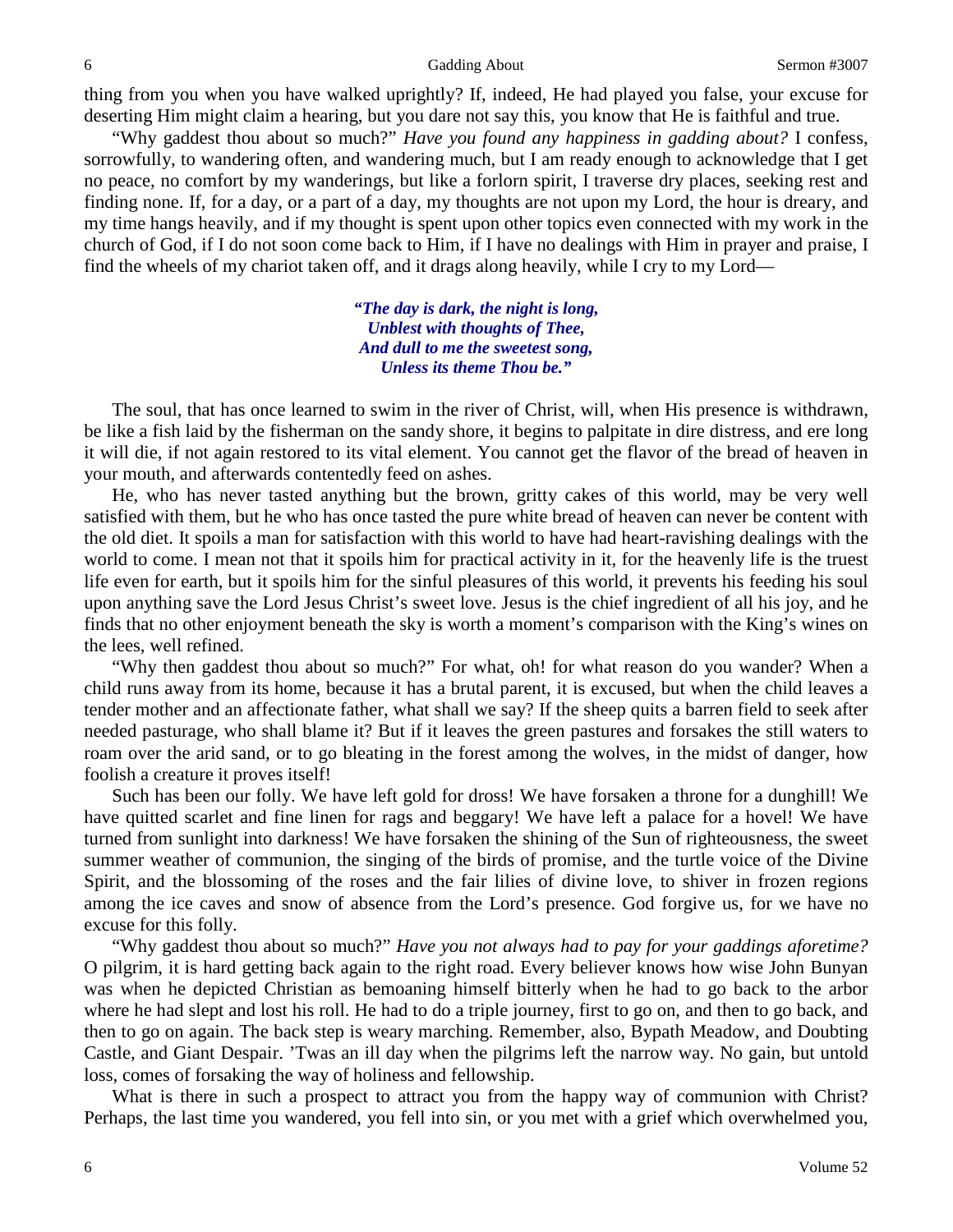thing from you when you have walked uprightly? If, indeed, He had played you false, your excuse for deserting Him might claim a hearing, but you dare not say this, you know that He is faithful and true.

"Why gaddest thou about so much?" *Have you found any happiness in gadding about?* I confess, sorrowfully, to wandering often, and wandering much, but I am ready enough to acknowledge that I get no peace, no comfort by my wanderings, but like a forlorn spirit, I traverse dry places, seeking rest and finding none. If, for a day, or a part of a day, my thoughts are not upon my Lord, the hour is dreary, and my time hangs heavily, and if my thought is spent upon other topics even connected with my work in the church of God, if I do not soon come back to Him, if I have no dealings with Him in prayer and praise, I find the wheels of my chariot taken off, and it drags along heavily, while I cry to my Lord—

> ***"The day is dark, the night is long,***
> ***Unblest with thoughts of Thee,***
> ***And dull to me the sweetest song,***
> ***Unless its theme Thou be."***

The soul, that has once learned to swim in the river of Christ, will, when His presence is withdrawn, be like a fish laid by the fisherman on the sandy shore, it begins to palpitate in dire distress, and ere long it will die, if not again restored to its vital element. You cannot get the flavor of the bread of heaven in your mouth, and afterwards contentedly feed on ashes.

He, who has never tasted anything but the brown, gritty cakes of this world, may be very well satisfied with them, but he who has once tasted the pure white bread of heaven can never be content with the old diet. It spoils a man for satisfaction with this world to have had heart-ravishing dealings with the world to come. I mean not that it spoils him for practical activity in it, for the heavenly life is the truest life even for earth, but it spoils him for the sinful pleasures of this world, it prevents his feeding his soul upon anything save the Lord Jesus Christ's sweet love. Jesus is the chief ingredient of all his joy, and he finds that no other enjoyment beneath the sky is worth a moment's comparison with the King's wines on the lees, well refined.

"Why then gaddest thou about so much?" For what, oh! for what reason do you wander? When a child runs away from its home, because it has a brutal parent, it is excused, but when the child leaves a tender mother and an affectionate father, what shall we say? If the sheep quits a barren field to seek after needed pasturage, who shall blame it? But if it leaves the green pastures and forsakes the still waters to roam over the arid sand, or to go bleating in the forest among the wolves, in the midst of danger, how foolish a creature it proves itself!

Such has been our folly. We have left gold for dross! We have forsaken a throne for a dunghill! We have quitted scarlet and fine linen for rags and beggary! We have left a palace for a hovel! We have turned from sunlight into darkness! We have forsaken the shining of the Sun of righteousness, the sweet summer weather of communion, the singing of the birds of promise, and the turtle voice of the Divine Spirit, and the blossoming of the roses and the fair lilies of divine love, to shiver in frozen regions among the ice caves and snow of absence from the Lord's presence. God forgive us, for we have no excuse for this folly.

"Why gaddest thou about so much?" *Have you not always had to pay for your gaddings aforetime?* O pilgrim, it is hard getting back again to the right road. Every believer knows how wise John Bunyan was when he depicted Christian as bemoaning himself bitterly when he had to go back to the arbor where he had slept and lost his roll. He had to do a triple journey, first to go on, and then to go back, and then to go on again. The back step is weary marching. Remember, also, Bypath Meadow, and Doubting Castle, and Giant Despair. 'Twas an ill day when the pilgrims left the narrow way. No gain, but untold loss, comes of forsaking the way of holiness and fellowship.

What is there in such a prospect to attract you from the happy way of communion with Christ? Perhaps, the last time you wandered, you fell into sin, or you met with a grief which overwhelmed you,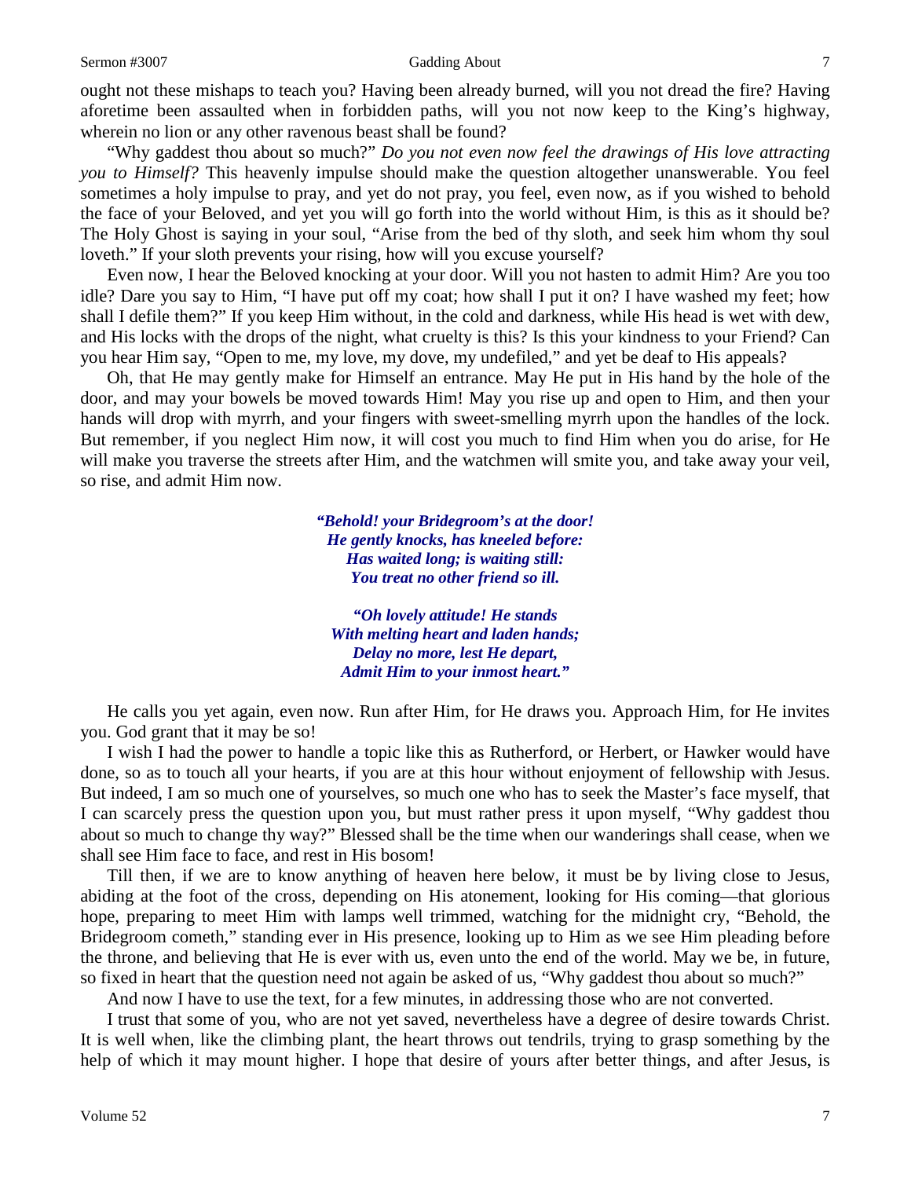ought not these mishaps to teach you? Having been already burned, will you not dread the fire? Having aforetime been assaulted when in forbidden paths, will you not now keep to the King's highway, wherein no lion or any other ravenous beast shall be found?

"Why gaddest thou about so much?" *Do you not even now feel the drawings of His love attracting you to Himself?* This heavenly impulse should make the question altogether unanswerable. You feel sometimes a holy impulse to pray, and yet do not pray, you feel, even now, as if you wished to behold the face of your Beloved, and yet you will go forth into the world without Him, is this as it should be? The Holy Ghost is saying in your soul, "Arise from the bed of thy sloth, and seek him whom thy soul loveth." If your sloth prevents your rising, how will you excuse yourself?

Even now, I hear the Beloved knocking at your door. Will you not hasten to admit Him? Are you too idle? Dare you say to Him, "I have put off my coat; how shall I put it on? I have washed my feet; how shall I defile them?" If you keep Him without, in the cold and darkness, while His head is wet with dew, and His locks with the drops of the night, what cruelty is this? Is this your kindness to your Friend? Can you hear Him say, "Open to me, my love, my dove, my undefiled," and yet be deaf to His appeals?

Oh, that He may gently make for Himself an entrance. May He put in His hand by the hole of the door, and may your bowels be moved towards Him! May you rise up and open to Him, and then your hands will drop with myrrh, and your fingers with sweet-smelling myrrh upon the handles of the lock. But remember, if you neglect Him now, it will cost you much to find Him when you do arise, for He will make you traverse the streets after Him, and the watchmen will smite you, and take away your veil, so rise, and admit Him now.

> ***"Behold! your Bridegroom's at the door!***
> ***He gently knocks, has kneeled before:***
> ***Has waited long; is waiting still:***
> ***You treat no other friend so ill.***
>
> ***"Oh lovely attitude! He stands***
> ***With melting heart and laden hands;***
> ***Delay no more, lest He depart,***
> ***Admit Him to your inmost heart."***

He calls you yet again, even now. Run after Him, for He draws you. Approach Him, for He invites you. God grant that it may be so!

I wish I had the power to handle a topic like this as Rutherford, or Herbert, or Hawker would have done, so as to touch all your hearts, if you are at this hour without enjoyment of fellowship with Jesus. But indeed, I am so much one of yourselves, so much one who has to seek the Master's face myself, that I can scarcely press the question upon you, but must rather press it upon myself, "Why gaddest thou about so much to change thy way?" Blessed shall be the time when our wanderings shall cease, when we shall see Him face to face, and rest in His bosom!

Till then, if we are to know anything of heaven here below, it must be by living close to Jesus, abiding at the foot of the cross, depending on His atonement, looking for His coming—that glorious hope, preparing to meet Him with lamps well trimmed, watching for the midnight cry, "Behold, the Bridegroom cometh," standing ever in His presence, looking up to Him as we see Him pleading before the throne, and believing that He is ever with us, even unto the end of the world. May we be, in future, so fixed in heart that the question need not again be asked of us, "Why gaddest thou about so much?"

And now I have to use the text, for a few minutes, in addressing those who are not converted.

I trust that some of you, who are not yet saved, nevertheless have a degree of desire towards Christ. It is well when, like the climbing plant, the heart throws out tendrils, trying to grasp something by the help of which it may mount higher. I hope that desire of yours after better things, and after Jesus, is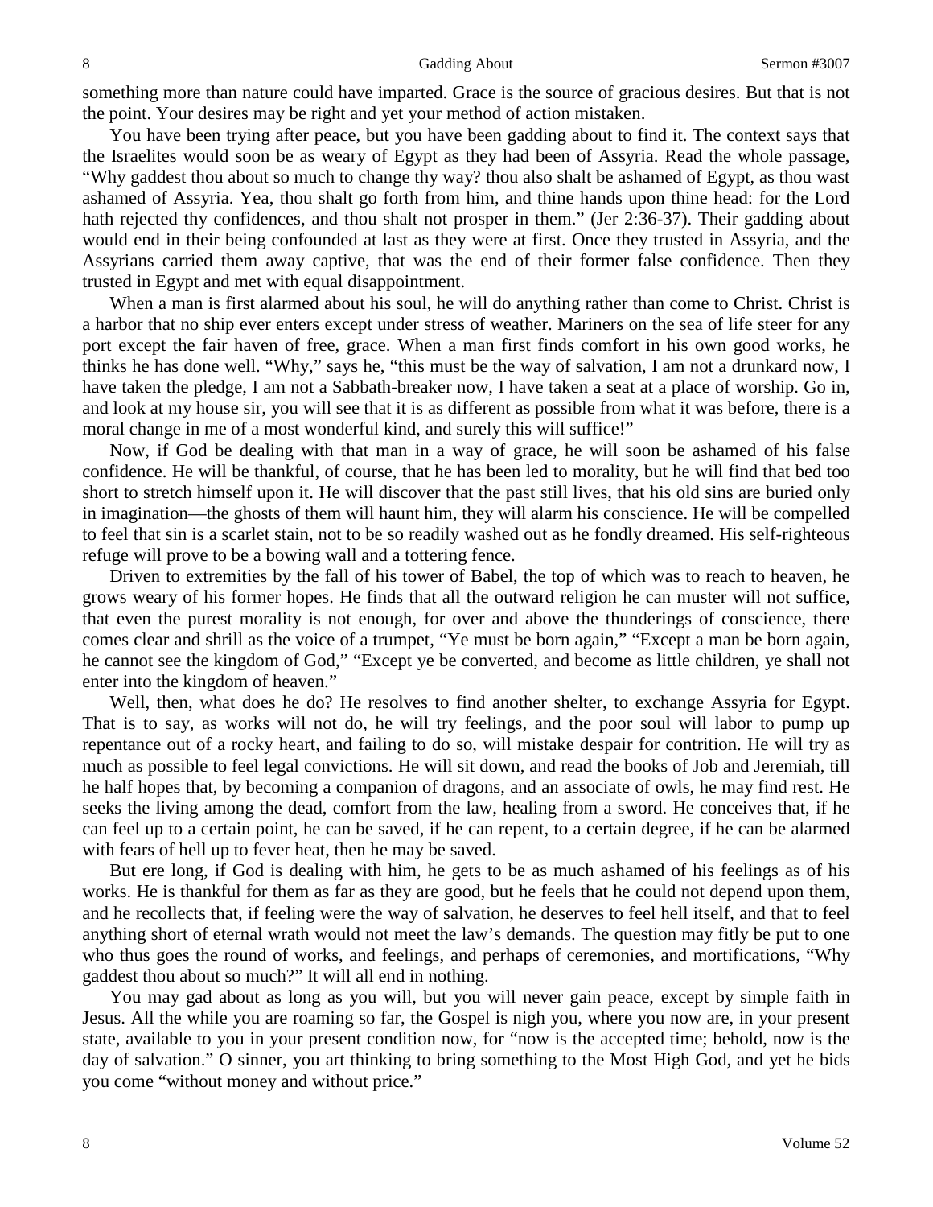something more than nature could have imparted. Grace is the source of gracious desires. But that is not the point. Your desires may be right and yet your method of action mistaken.

You have been trying after peace, but you have been gadding about to find it. The context says that the Israelites would soon be as weary of Egypt as they had been of Assyria. Read the whole passage, "Why gaddest thou about so much to change thy way? thou also shalt be ashamed of Egypt, as thou wast ashamed of Assyria. Yea, thou shalt go forth from him, and thine hands upon thine head: for the Lord hath rejected thy confidences, and thou shalt not prosper in them." (Jer 2:36-37). Their gadding about would end in their being confounded at last as they were at first. Once they trusted in Assyria, and the Assyrians carried them away captive, that was the end of their former false confidence. Then they trusted in Egypt and met with equal disappointment.

When a man is first alarmed about his soul, he will do anything rather than come to Christ. Christ is a harbor that no ship ever enters except under stress of weather. Mariners on the sea of life steer for any port except the fair haven of free, grace. When a man first finds comfort in his own good works, he thinks he has done well. "Why," says he, "this must be the way of salvation, I am not a drunkard now, I have taken the pledge, I am not a Sabbath-breaker now, I have taken a seat at a place of worship. Go in, and look at my house sir, you will see that it is as different as possible from what it was before, there is a moral change in me of a most wonderful kind, and surely this will suffice!"

Now, if God be dealing with that man in a way of grace, he will soon be ashamed of his false confidence. He will be thankful, of course, that he has been led to morality, but he will find that bed too short to stretch himself upon it. He will discover that the past still lives, that his old sins are buried only in imagination—the ghosts of them will haunt him, they will alarm his conscience. He will be compelled to feel that sin is a scarlet stain, not to be so readily washed out as he fondly dreamed. His self-righteous refuge will prove to be a bowing wall and a tottering fence.

Driven to extremities by the fall of his tower of Babel, the top of which was to reach to heaven, he grows weary of his former hopes. He finds that all the outward religion he can muster will not suffice, that even the purest morality is not enough, for over and above the thunderings of conscience, there comes clear and shrill as the voice of a trumpet, "Ye must be born again," "Except a man be born again, he cannot see the kingdom of God," "Except ye be converted, and become as little children, ye shall not enter into the kingdom of heaven."

Well, then, what does he do? He resolves to find another shelter, to exchange Assyria for Egypt. That is to say, as works will not do, he will try feelings, and the poor soul will labor to pump up repentance out of a rocky heart, and failing to do so, will mistake despair for contrition. He will try as much as possible to feel legal convictions. He will sit down, and read the books of Job and Jeremiah, till he half hopes that, by becoming a companion of dragons, and an associate of owls, he may find rest. He seeks the living among the dead, comfort from the law, healing from a sword. He conceives that, if he can feel up to a certain point, he can be saved, if he can repent, to a certain degree, if he can be alarmed with fears of hell up to fever heat, then he may be saved.

But ere long, if God is dealing with him, he gets to be as much ashamed of his feelings as of his works. He is thankful for them as far as they are good, but he feels that he could not depend upon them, and he recollects that, if feeling were the way of salvation, he deserves to feel hell itself, and that to feel anything short of eternal wrath would not meet the law's demands. The question may fitly be put to one who thus goes the round of works, and feelings, and perhaps of ceremonies, and mortifications, "Why gaddest thou about so much?" It will all end in nothing.

You may gad about as long as you will, but you will never gain peace, except by simple faith in Jesus. All the while you are roaming so far, the Gospel is nigh you, where you now are, in your present state, available to you in your present condition now, for "now is the accepted time; behold, now is the day of salvation." O sinner, you art thinking to bring something to the Most High God, and yet he bids you come "without money and without price."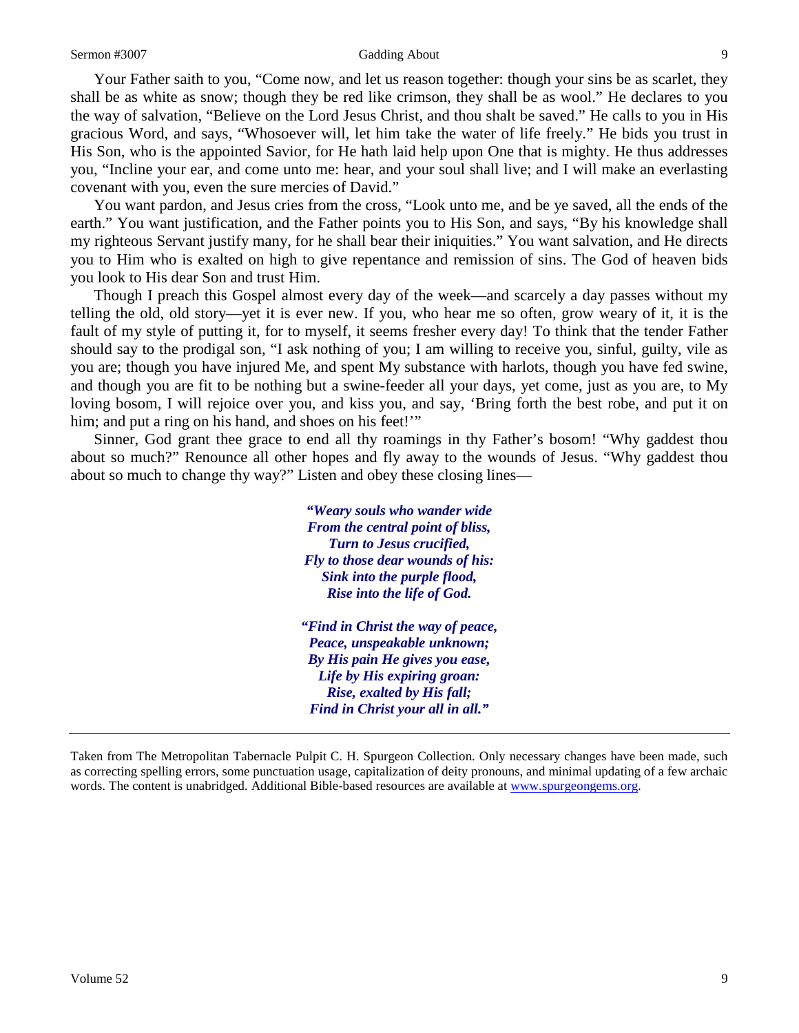Your Father saith to you, "Come now, and let us reason together: though your sins be as scarlet, they shall be as white as snow; though they be red like crimson, they shall be as wool." He declares to you the way of salvation, "Believe on the Lord Jesus Christ, and thou shalt be saved." He calls to you in His gracious Word, and says, "Whosoever will, let him take the water of life freely." He bids you trust in His Son, who is the appointed Savior, for He hath laid help upon One that is mighty. He thus addresses you, "Incline your ear, and come unto me: hear, and your soul shall live; and I will make an everlasting covenant with you, even the sure mercies of David."

You want pardon, and Jesus cries from the cross, "Look unto me, and be ye saved, all the ends of the earth." You want justification, and the Father points you to His Son, and says, "By his knowledge shall my righteous Servant justify many, for he shall bear their iniquities." You want salvation, and He directs you to Him who is exalted on high to give repentance and remission of sins. The God of heaven bids you look to His dear Son and trust Him.

Though I preach this Gospel almost every day of the week—and scarcely a day passes without my telling the old, old story—yet it is ever new. If you, who hear me so often, grow weary of it, it is the fault of my style of putting it, for to myself, it seems fresher every day! To think that the tender Father should say to the prodigal son, "I ask nothing of you; I am willing to receive you, sinful, guilty, vile as you are; though you have injured Me, and spent My substance with harlots, though you have fed swine, and though you are fit to be nothing but a swine-feeder all your days, yet come, just as you are, to My loving bosom, I will rejoice over you, and kiss you, and say, 'Bring forth the best robe, and put it on him; and put a ring on his hand, and shoes on his feet!'"

Sinner, God grant thee grace to end all thy roamings in thy Father's bosom! "Why gaddest thou about so much?" Renounce all other hopes and fly away to the wounds of Jesus. "Why gaddest thou about so much to change thy way?" Listen and obey these closing lines—

*"Weary souls who wander wide*
*From the central point of bliss,*
*Turn to Jesus crucified,*
*Fly to those dear wounds of his:*
*Sink into the purple flood,*
*Rise into the life of God.*

*"Find in Christ the way of peace,*
*Peace, unspeakable unknown;*
*By His pain He gives you ease,*
*Life by His expiring groan:*
*Rise, exalted by His fall;*
*Find in Christ your all in all."*

---

Taken from The Metropolitan Tabernacle Pulpit C. H. Spurgeon Collection. Only necessary changes have been made, such as correcting spelling errors, some punctuation usage, capitalization of deity pronouns, and minimal updating of a few archaic words. The content is unabridged. Additional Bible-based resources are available at [www.spurgeongems.org](http://www.spurgeongems.org).